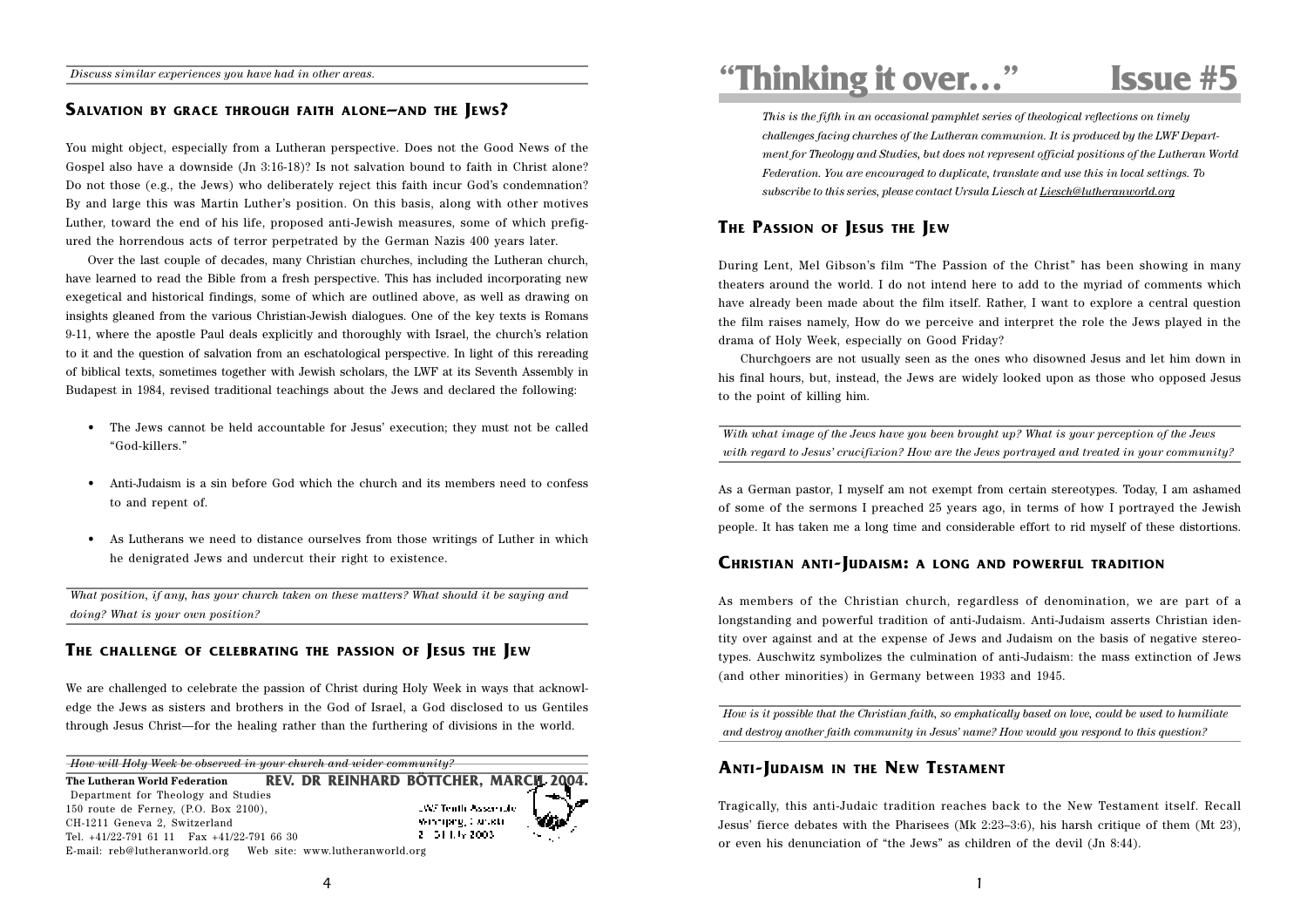*Discuss similar experiences you have had in other areas.*

## Salvation by grace through faith alone—and the Jews?

You might object, especially from a Lutheran perspective. Does not the Good News of the Gospel also have a downside (Jn 3:16-18)? Is not salvation bound to faith in Christ alone? Do not those (e.g., the Jews) who deliberately reject this faith incur God's condemnation? By and large this was Martin Luther's position. On this basis, along with other motives Luther, toward the end of his life, proposed anti-Jewish measures, some of which prefigured the horrendous acts of terror perpetrated by the German Nazis 400 years later.

Over the last couple of decades, many Christian churches, including the Lutheran church, have learned to read the Bible from a fresh perspective. This has included incorporating new exegetical and historical findings, some of which are outlined above, as well as drawing on insights gleaned from the various Christian-Jewish dialogues. One of the key texts is Romans 9-11, where the apostle Paul deals explicitly and thoroughly with Israel, the church's relation to it and the question of salvation from an eschatological perspective. In light of this rereading of biblical texts, sometimes together with Jewish scholars, the LWF at its Seventh Assembly in Budapest in 1984, revised traditional teachings about the Jews and declared the following:

- The Jews cannot be held accountable for Jesus' execution; they must not be called "God-killers."
- Anti-Judaism is a sin before God which the church and its members need to confess to and repent of.
- As Lutherans we need to distance ourselves from those writings of Luther in which he denigrated Jews and undercut their right to existence.

*What position, if any, has your church taken on these matters? What should it be saying and doing? What is your own position?*

## The challenge of celebrating the passion of Jesus the Jew

We are challenged to celebrate the passion of Christ during Holy Week in ways that acknowledge the Jews as sisters and brothers in the God of Israel, a God disclosed to us Gentiles through Jesus Christ—for the healing rather than the furthering of divisions in the world.

*How will Holy Week be observed in your church and wider community?*

**REV. DR REINHARD BÖTTCHER, MARCH 2004.**

**The Lutheran World Federation**
Department for Theology and Studies
150 route de Ferney, (P.O. Box 2100),
CH-1211 Geneva 2, Switzerland
Tel. +41/22-791 61 11 Fax +41/22-791 66 30
E-mail: reb@lutheranworld.org Web site: www.lutheranworld.org

# "Thinking it over…" Issue #5

*This is the fifth in an occasional pamphlet series of theological reflections on timely challenges facing churches of the Lutheran communion. It is produced by the LWF Department for Theology and Studies, but does not represent official positions of the Lutheran World Federation. You are encouraged to duplicate, translate and use this in local settings. To subscribe to this series, please contact Ursula Liesch at Liesch@lutheranworld.org*

## The Passion of Jesus the Jew

During Lent, Mel Gibson's film "The Passion of the Christ" has been showing in many theaters around the world. I do not intend here to add to the myriad of comments which have already been made about the film itself. Rather, I want to explore a central question the film raises namely, How do we perceive and interpret the role the Jews played in the drama of Holy Week, especially on Good Friday?

Churchgoers are not usually seen as the ones who disowned Jesus and let him down in his final hours, but, instead, the Jews are widely looked upon as those who opposed Jesus to the point of killing him.

*With what image of the Jews have you been brought up? What is your perception of the Jews with regard to Jesus' crucifixion? How are the Jews portrayed and treated in your community?*

As a German pastor, I myself am not exempt from certain stereotypes. Today, I am ashamed of some of the sermons I preached 25 years ago, in terms of how I portrayed the Jewish people. It has taken me a long time and considerable effort to rid myself of these distortions.

## Christian anti-Judaism: a long and powerful tradition

As members of the Christian church, regardless of denomination, we are part of a longstanding and powerful tradition of anti-Judaism. Anti-Judaism asserts Christian identity over against and at the expense of Jews and Judaism on the basis of negative stereotypes. Auschwitz symbolizes the culmination of anti-Judaism: the mass extinction of Jews (and other minorities) in Germany between 1933 and 1945.

*How is it possible that the Christian faith, so emphatically based on love, could be used to humiliate and destroy another faith community in Jesus' name? How would you respond to this question?*

## Anti-Judaism in the New Testament

Tragically, this anti-Judaic tradition reaches back to the New Testament itself. Recall Jesus' fierce debates with the Pharisees (Mk 2:23–3:6), his harsh critique of them (Mt 23), or even his denunciation of "the Jews" as children of the devil (Jn 8:44).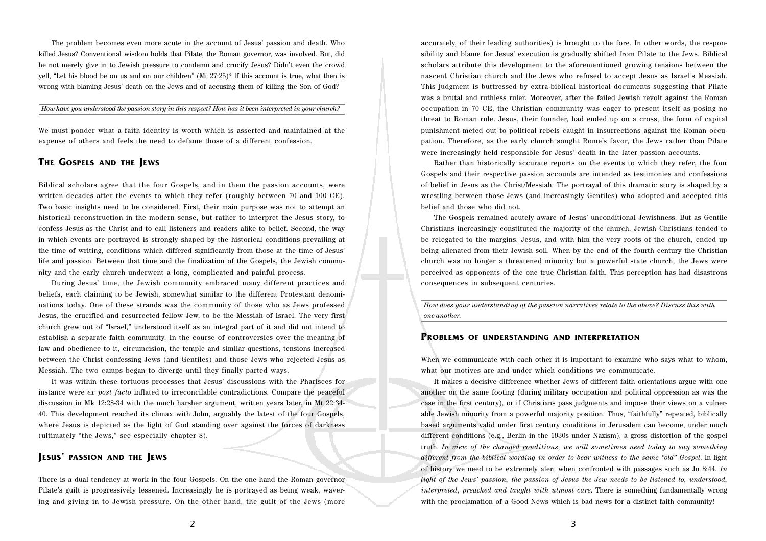The problem becomes even more acute in the account of Jesus' passion and death. Who killed Jesus? Conventional wisdom holds that Pilate, the Roman governor, was involved. But, did he not merely give in to Jewish pressure to condemn and crucify Jesus? Didn't even the crowd yell, "Let his blood be on us and on our children" (Mt 27:25)? If this account is true, what then is wrong with blaming Jesus' death on the Jews and of accusing them of killing the Son of God?

*How have you understood the passion story in this respect? How has it been interpreted in your church?*

We must ponder what a faith identity is worth which is asserted and maintained at the expense of others and feels the need to defame those of a different confession.

## The Gospels and the Jews

Biblical scholars agree that the four Gospels, and in them the passion accounts, were written decades after the events to which they refer (roughly between 70 and 100 CE). Two basic insights need to be considered. First, their main purpose was not to attempt an historical reconstruction in the modern sense, but rather to interpret the Jesus story, to confess Jesus as the Christ and to call listeners and readers alike to belief. Second, the way in which events are portrayed is strongly shaped by the historical conditions prevailing at the time of writing, conditions which differed significantly from those at the time of Jesus' life and passion. Between that time and the finalization of the Gospels, the Jewish community and the early church underwent a long, complicated and painful process.

During Jesus' time, the Jewish community embraced many different practices and beliefs, each claiming to be Jewish, somewhat similar to the different Protestant denominations today. One of these strands was the community of those who as Jews professed Jesus, the crucified and resurrected fellow Jew, to be the Messiah of Israel. The very first church grew out of "Israel," understood itself as an integral part of it and did not intend to establish a separate faith community. In the course of controversies over the meaning of law and obedience to it, circumcision, the temple and similar questions, tensions increased between the Christ confessing Jews (and Gentiles) and those Jews who rejected Jesus as Messiah. The two camps began to diverge until they finally parted ways.

It was within these tortuous processes that Jesus' discussions with the Pharisees for instance were *ex post facto* inflated to irreconcilable contradictions. Compare the peaceful discussion in Mk 12:28-34 with the much harsher argument, written years later, in Mt 22:34-40. This development reached its climax with John, arguably the latest of the four Gospels, where Jesus is depicted as the light of God standing over against the forces of darkness (ultimately "the Jews," see especially chapter 8).

## Jesus' passion and the Jews

There is a dual tendency at work in the four Gospels. On the one hand the Roman governor Pilate's guilt is progressively lessened. Increasingly he is portrayed as being weak, wavering and giving in to Jewish pressure. On the other hand, the guilt of the Jews (more accurately, of their leading authorities) is brought to the fore. In other words, the responsibility and blame for Jesus' execution is gradually shifted from Pilate to the Jews. Biblical scholars attribute this development to the aforementioned growing tensions between the nascent Christian church and the Jews who refused to accept Jesus as Israel's Messiah. This judgment is buttressed by extra-biblical historical documents suggesting that Pilate was a brutal and ruthless ruler. Moreover, after the failed Jewish revolt against the Roman occupation in 70 CE, the Christian community was eager to present itself as posing no threat to Roman rule. Jesus, their founder, had ended up on a cross, the form of capital punishment meted out to political rebels caught in insurrections against the Roman occupation. Therefore, as the early church sought Rome's favor, the Jews rather than Pilate were increasingly held responsible for Jesus' death in the later passion accounts.

Rather than historically accurate reports on the events to which they refer, the four Gospels and their respective passion accounts are intended as testimonies and confessions of belief in Jesus as the Christ/Messiah. The portrayal of this dramatic story is shaped by a wrestling between those Jews (and increasingly Gentiles) who adopted and accepted this belief and those who did not.

The Gospels remained acutely aware of Jesus' unconditional Jewishness. But as Gentile Christians increasingly constituted the majority of the church, Jewish Christians tended to be relegated to the margins. Jesus, and with him the very roots of the church, ended up being alienated from their Jewish soil. When by the end of the fourth century the Christian church was no longer a threatened minority but a powerful state church, the Jews were perceived as opponents of the one true Christian faith. This perception has had disastrous consequences in subsequent centuries.

*How does your understanding of the passion narratives relate to the above? Discuss this with one another.*

## Problems of understanding and interpretation

When we communicate with each other it is important to examine who says what to whom, what our motives are and under which conditions we communicate.

It makes a decisive difference whether Jews of different faith orientations argue with one another on the same footing (during military occupation and political oppression as was the case in the first century), or if Christians pass judgments and impose their views on a vulnerable Jewish minority from a powerful majority position. Thus, "faithfully" repeated, biblically based arguments valid under first century conditions in Jerusalem can become, under much different conditions (e.g., Berlin in the 1930s under Nazism), a gross distortion of the gospel truth. *In view of the changed conditions, we will sometimes need today to say something different from the biblical wording in order to bear witness to the same "old" Gospel.* In light of history we need to be extremely alert when confronted with passages such as Jn 8:44. *In light of the Jews' passion, the passion of Jesus the Jew needs to be listened to, understood, interpreted, preached and taught with utmost care.* There is something fundamentally wrong with the proclamation of a Good News which is bad news for a distinct faith community!